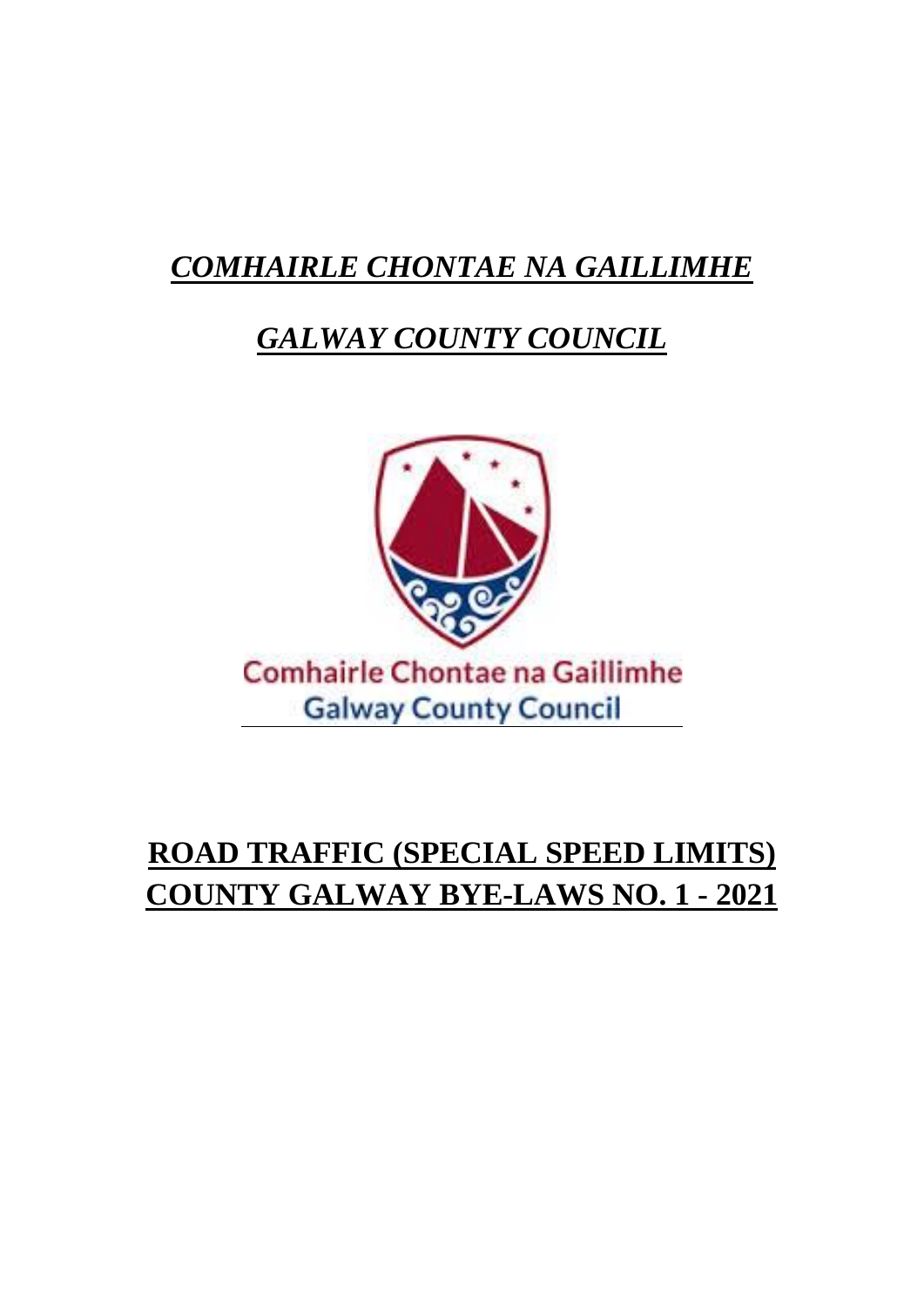# ***COMHAIRLE CHONTAE NA GAILLIMHE***

# ***GALWAY COUNTY COUNCIL***

Comhairle Chontae na Gaillimhe
Galway County Council

# **ROAD TRAFFIC (SPECIAL SPEED LIMITS) COUNTY GALWAY BYE-LAWS NO. 1 - 2021**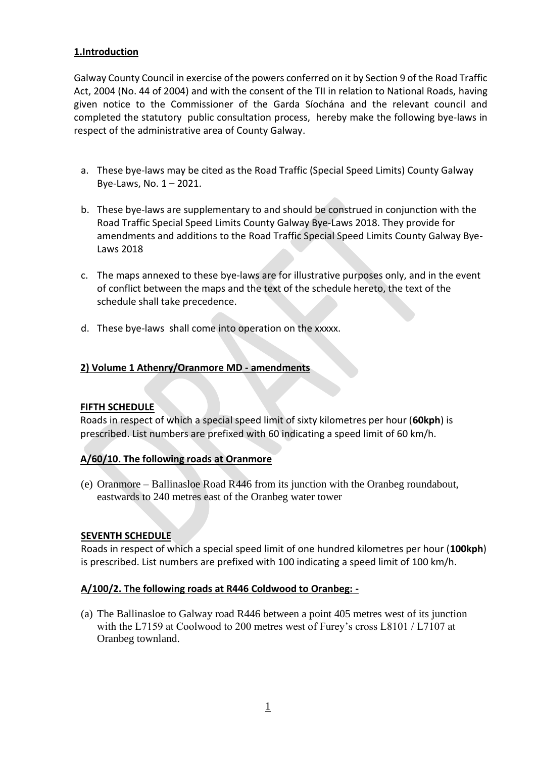## 1.Introduction

Galway County Council in exercise of the powers conferred on it by Section 9 of the Road Traffic Act, 2004 (No. 44 of 2004) and with the consent of the TII in relation to National Roads, having given notice to the Commissioner of the Garda Síochána and the relevant council and completed the statutory public consultation process, hereby make the following bye-laws in respect of the administrative area of County Galway.

a. These bye-laws may be cited as the Road Traffic (Special Speed Limits) County Galway Bye-Laws, No. 1 – 2021.

b. These bye-laws are supplementary to and should be construed in conjunction with the Road Traffic Special Speed Limits County Galway Bye-Laws 2018. They provide for amendments and additions to the Road Traffic Special Speed Limits County Galway Bye-Laws 2018

c. The maps annexed to these bye-laws are for illustrative purposes only, and in the event of conflict between the maps and the text of the schedule hereto, the text of the schedule shall take precedence.

d. These bye-laws shall come into operation on the xxxxx.

## 2) Volume 1 Athenry/Oranmore MD - amendments

### FIFTH SCHEDULE

Roads in respect of which a special speed limit of sixty kilometres per hour (**60kph**) is prescribed. List numbers are prefixed with 60 indicating a speed limit of 60 km/h.

#### A/60/10. The following roads at Oranmore

(e) Oranmore – Ballinasloe Road R446 from its junction with the Oranbeg roundabout, eastwards to 240 metres east of the Oranbeg water tower

### SEVENTH SCHEDULE

Roads in respect of which a special speed limit of one hundred kilometres per hour (**100kph**) is prescribed. List numbers are prefixed with 100 indicating a speed limit of 100 km/h.

#### A/100/2. The following roads at R446 Coldwood to Oranbeg: -

(a) The Ballinasloe to Galway road R446 between a point 405 metres west of its junction with the L7159 at Coolwood to 200 metres west of Furey's cross L8101 / L7107 at Oranbeg townland.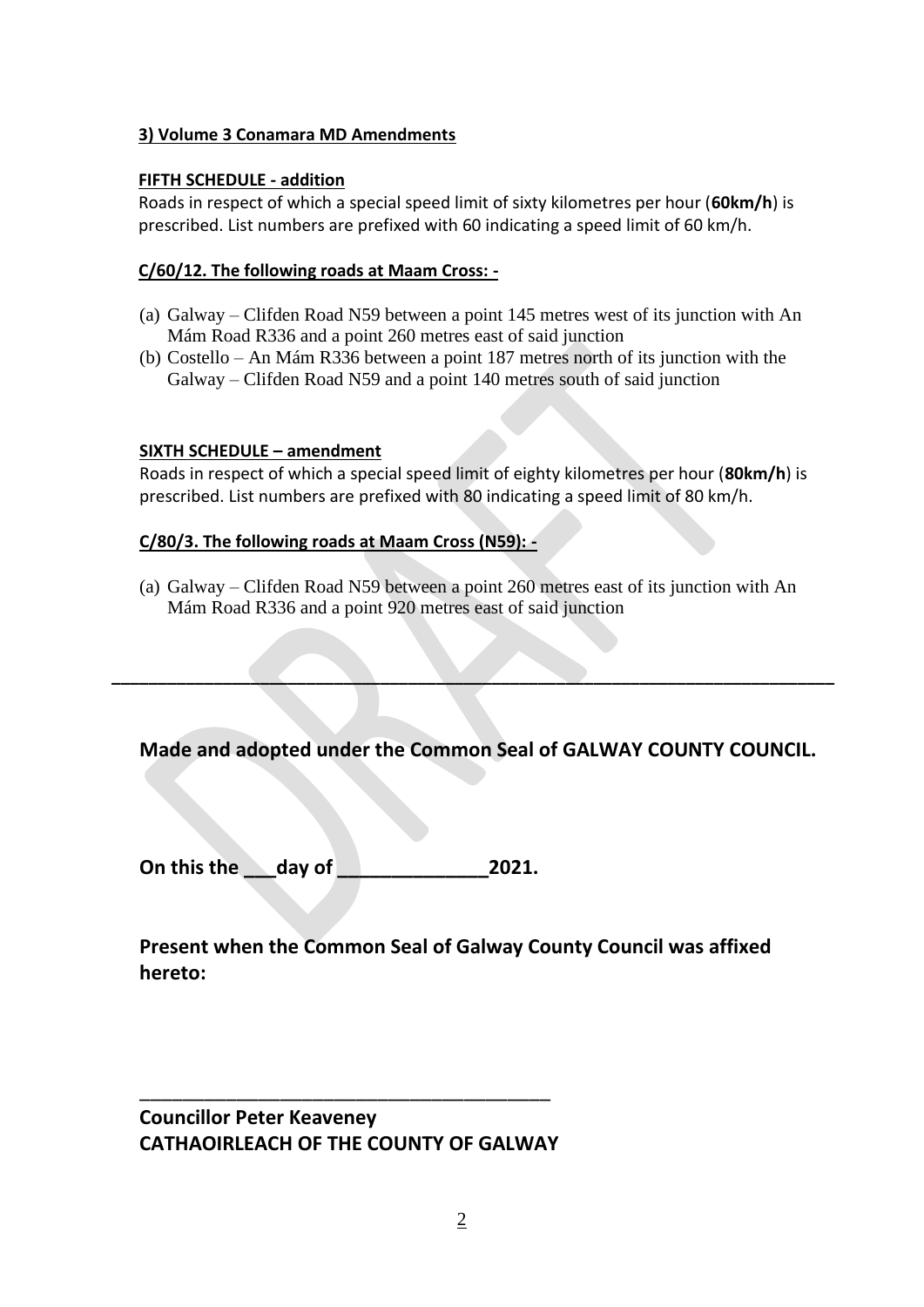**3) Volume 3 Conamara MD Amendments**

**FIFTH SCHEDULE - addition**

Roads in respect of which a special speed limit of sixty kilometres per hour (**60km/h**) is prescribed. List numbers are prefixed with 60 indicating a speed limit of 60 km/h.

**C/60/12. The following roads at Maam Cross: -**

(a) Galway – Clifden Road N59 between a point 145 metres west of its junction with An Mám Road R336 and a point 260 metres east of said junction
(b) Costello – An Mám R336 between a point 187 metres north of its junction with the Galway – Clifden Road N59 and a point 140 metres south of said junction

**SIXTH SCHEDULE – amendment**

Roads in respect of which a special speed limit of eighty kilometres per hour (**80km/h**) is prescribed. List numbers are prefixed with 80 indicating a speed limit of 80 km/h.

**C/80/3. The following roads at Maam Cross (N59): -**

(a) Galway – Clifden Road N59 between a point 260 metres east of its junction with An Mám Road R336 and a point 920 metres east of said junction

---

**Made and adopted under the Common Seal of GALWAY COUNTY COUNCIL.**

**On this the ___day of ______________2021.**

**Present when the Common Seal of Galway County Council was affixed hereto:**

_________________________________________

**Councillor Peter Keaveney**
**CATHAOIRLEACH OF THE COUNTY OF GALWAY**